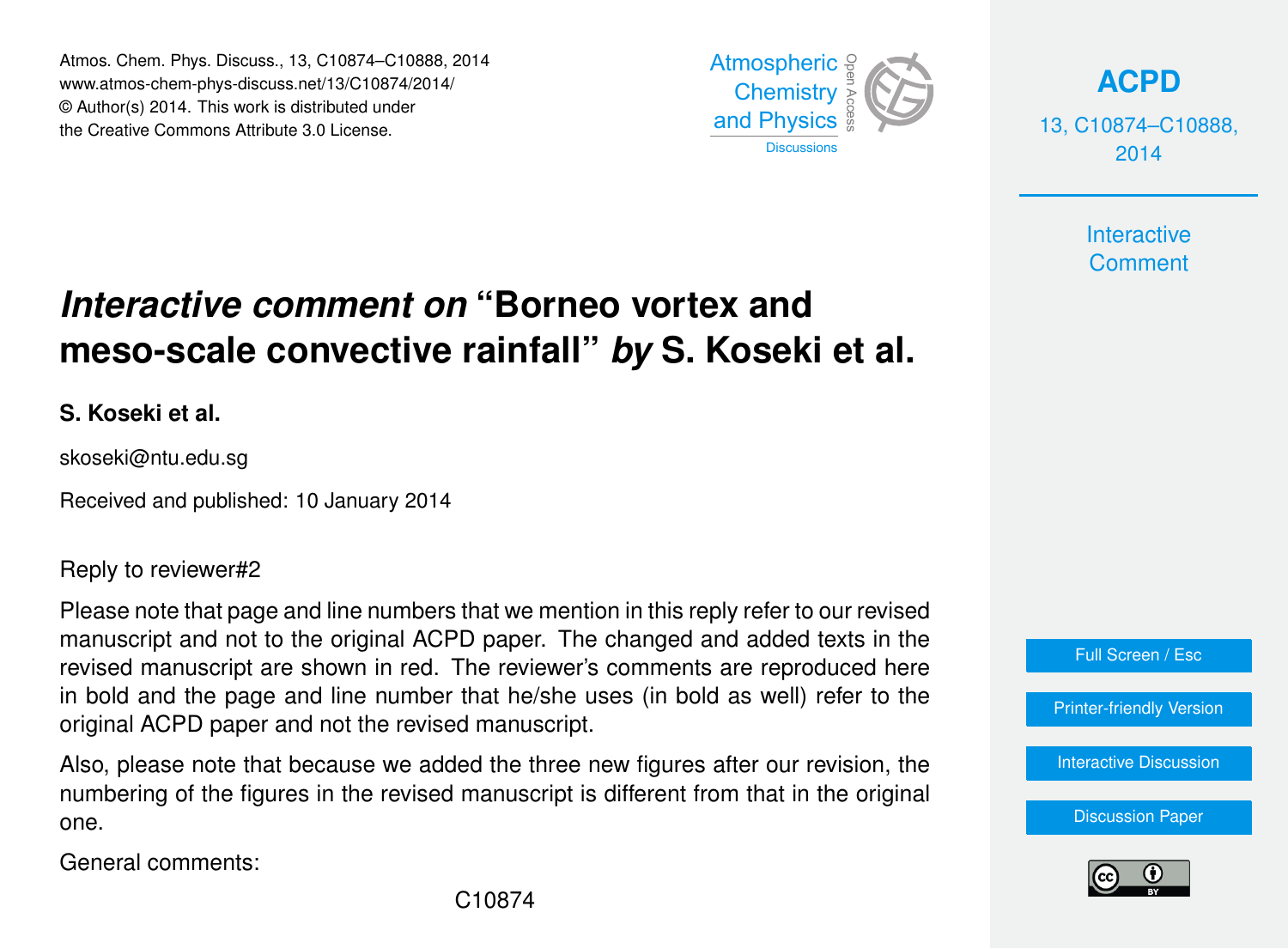# *Interactive comment on* "Borneo vortex and meso-scale convective rainfall" *by* S. Koseki et al.

**S. Koseki et al.**

skoseki@ntu.edu.sg

Received and published: 10 January 2014

Reply to reviewer#2

Please note that page and line numbers that we mention in this reply refer to our revised manuscript and not to the original ACPD paper. The changed and added texts in the revised manuscript are shown in red. The reviewer's comments are reproduced here in bold and the page and line number that he/she uses (in bold as well) refer to the original ACPD paper and not the revised manuscript.

Also, please note that because we added the three new figures after our revision, the numbering of the figures in the revised manuscript is different from that in the original one.

General comments: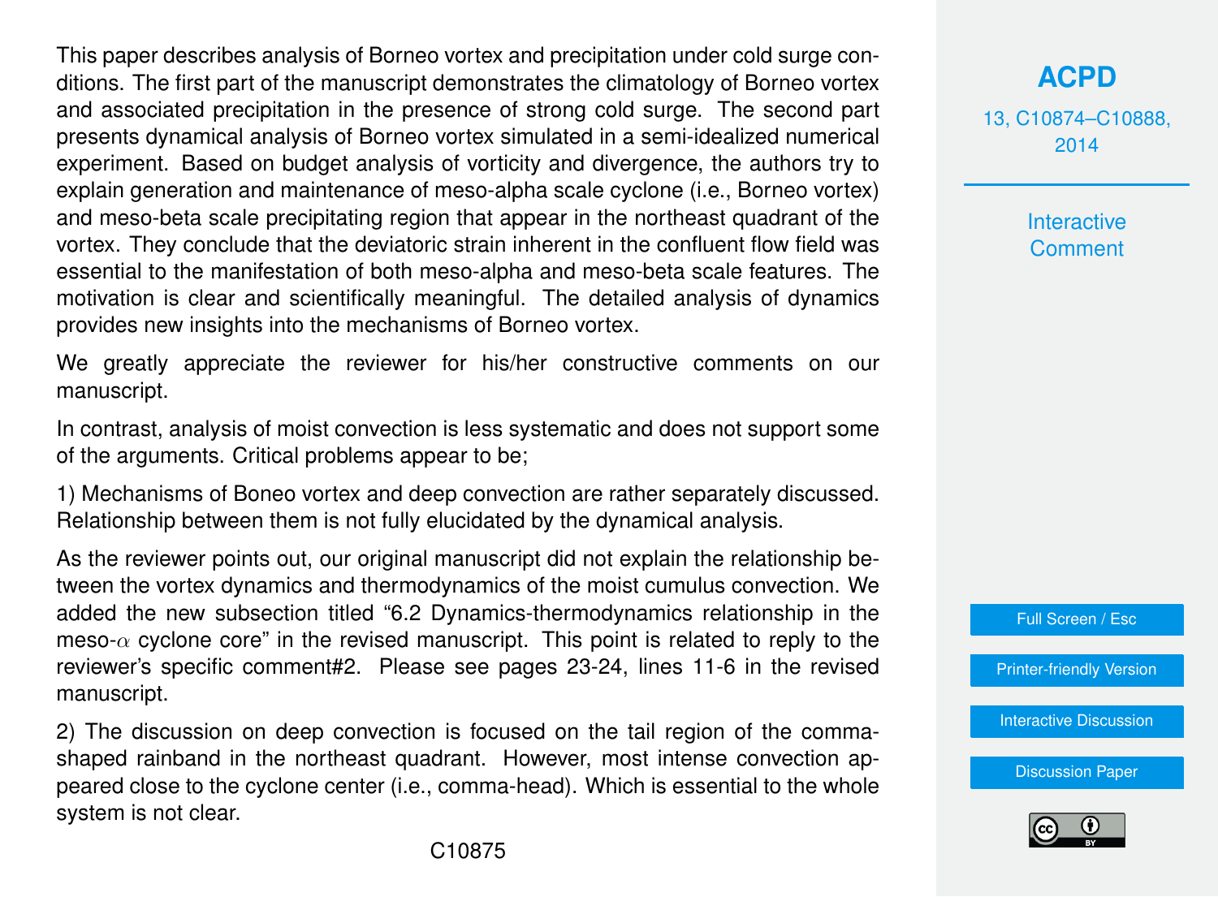This paper describes analysis of Borneo vortex and precipitation under cold surge conditions. The first part of the manuscript demonstrates the climatology of Borneo vortex and associated precipitation in the presence of strong cold surge. The second part presents dynamical analysis of Borneo vortex simulated in a semi-idealized numerical experiment. Based on budget analysis of vorticity and divergence, the authors try to explain generation and maintenance of meso-alpha scale cyclone (i.e., Borneo vortex) and meso-beta scale precipitating region that appear in the northeast quadrant of the vortex. They conclude that the deviatoric strain inherent in the confluent flow field was essential to the manifestation of both meso-alpha and meso-beta scale features. The motivation is clear and scientifically meaningful. The detailed analysis of dynamics provides new insights into the mechanisms of Borneo vortex.

We greatly appreciate the reviewer for his/her constructive comments on our manuscript.

In contrast, analysis of moist convection is less systematic and does not support some of the arguments. Critical problems appear to be;

1) Mechanisms of Boneo vortex and deep convection are rather separately discussed. Relationship between them is not fully elucidated by the dynamical analysis.

As the reviewer points out, our original manuscript did not explain the relationship between the vortex dynamics and thermodynamics of the moist cumulus convection. We added the new subsection titled "6.2 Dynamics-thermodynamics relationship in the meso-$\alpha$ cyclone core" in the revised manuscript. This point is related to reply to the reviewer's specific comment#2. Please see pages 23-24, lines 11-6 in the revised manuscript.

2) The discussion on deep convection is focused on the tail region of the comma-shaped rainband in the northeast quadrant. However, most intense convection appeared close to the cyclone center (i.e., comma-head). Which is essential to the whole system is not clear.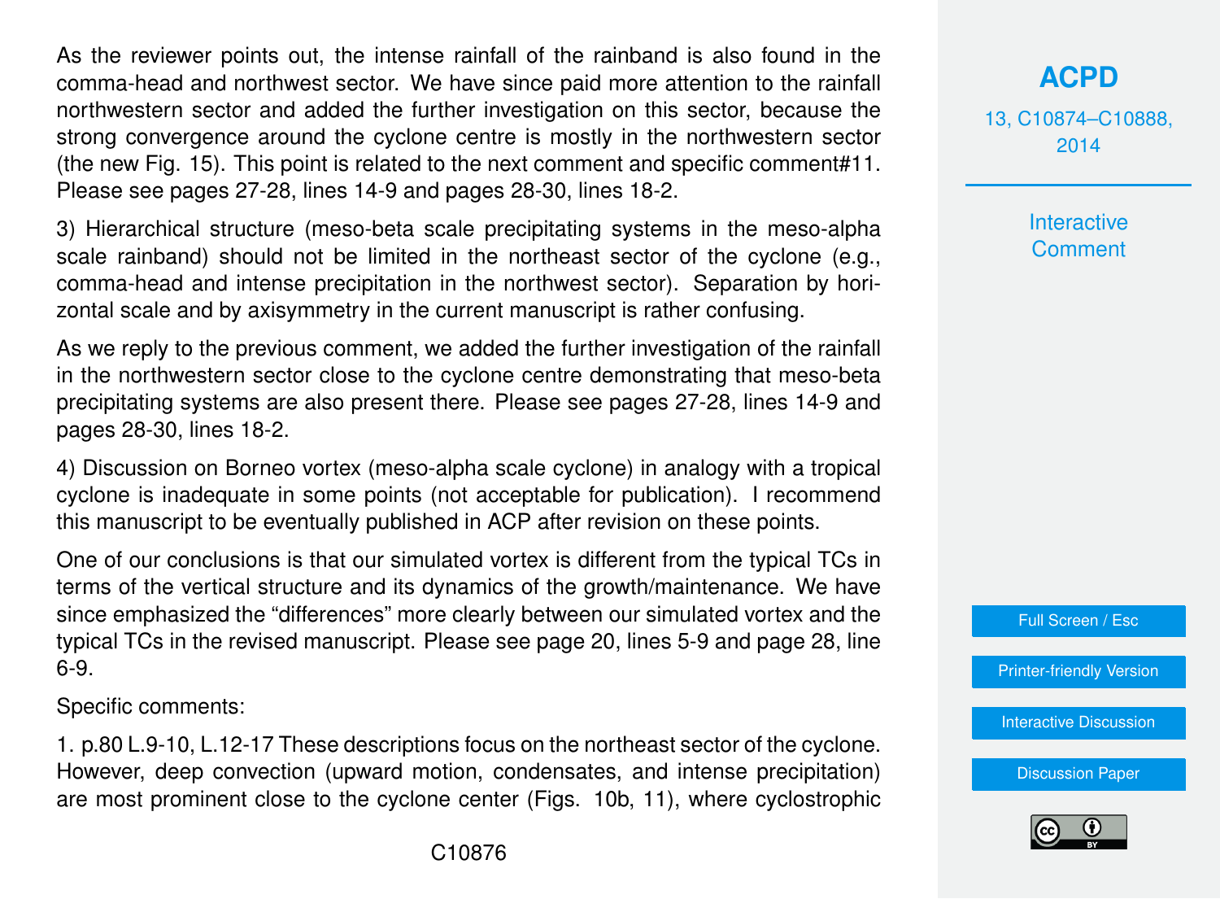As the reviewer points out, the intense rainfall of the rainband is also found in the comma-head and northwest sector. We have since paid more attention to the rainfall northwestern sector and added the further investigation on this sector, because the strong convergence around the cyclone centre is mostly in the northwestern sector (the new Fig. 15). This point is related to the next comment and specific comment#11. Please see pages 27-28, lines 14-9 and pages 28-30, lines 18-2.

3) Hierarchical structure (meso-beta scale precipitating systems in the meso-alpha scale rainband) should not be limited in the northeast sector of the cyclone (e.g., comma-head and intense precipitation in the northwest sector). Separation by horizontal scale and by axisymmetry in the current manuscript is rather confusing.

As we reply to the previous comment, we added the further investigation of the rainfall in the northwestern sector close to the cyclone centre demonstrating that meso-beta precipitating systems are also present there. Please see pages 27-28, lines 14-9 and pages 28-30, lines 18-2.

4) Discussion on Borneo vortex (meso-alpha scale cyclone) in analogy with a tropical cyclone is inadequate in some points (not acceptable for publication). I recommend this manuscript to be eventually published in ACP after revision on these points.

One of our conclusions is that our simulated vortex is different from the typical TCs in terms of the vertical structure and its dynamics of the growth/maintenance. We have since emphasized the "differences" more clearly between our simulated vortex and the typical TCs in the revised manuscript. Please see page 20, lines 5-9 and page 28, line 6-9.

Specific comments:

1. p.80 L.9-10, L.12-17 These descriptions focus on the northeast sector of the cyclone. However, deep convection (upward motion, condensates, and intense precipitation) are most prominent close to the cyclone center (Figs. 10b, 11), where cyclostrophic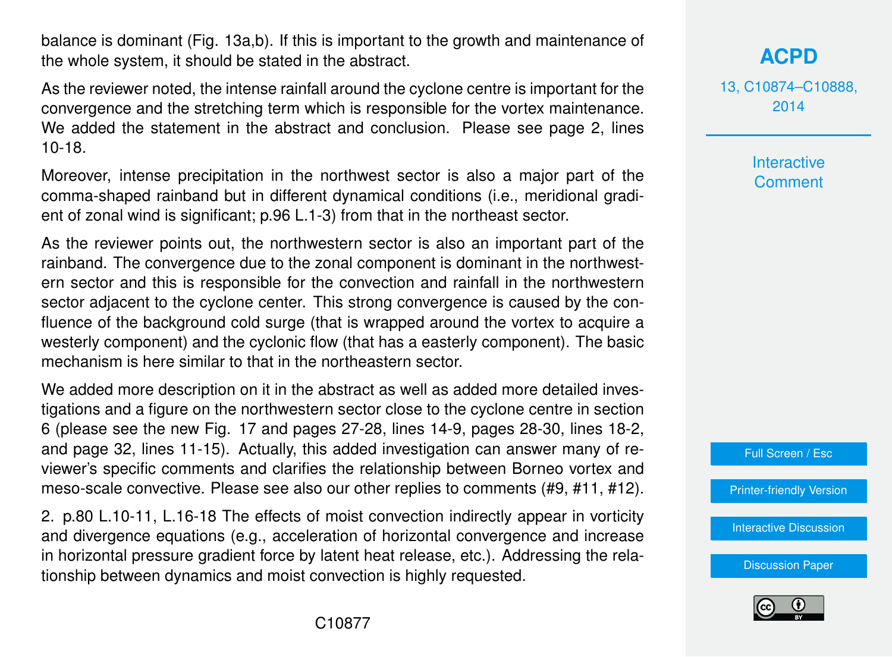balance is dominant (Fig. 13a,b). If this is important to the growth and maintenance of the whole system, it should be stated in the abstract.

As the reviewer noted, the intense rainfall around the cyclone centre is important for the convergence and the stretching term which is responsible for the vortex maintenance. We added the statement in the abstract and conclusion. Please see page 2, lines 10-18.

Moreover, intense precipitation in the northwest sector is also a major part of the comma-shaped rainband but in different dynamical conditions (i.e., meridional gradient of zonal wind is significant; p.96 L.1-3) from that in the northeast sector.

As the reviewer points out, the northwestern sector is also an important part of the rainband. The convergence due to the zonal component is dominant in the northwestern sector and this is responsible for the convection and rainfall in the northwestern sector adjacent to the cyclone center. This strong convergence is caused by the confluence of the background cold surge (that is wrapped around the vortex to acquire a westerly component) and the cyclonic flow (that has a easterly component). The basic mechanism is here similar to that in the northeastern sector.

We added more description on it in the abstract as well as added more detailed investigations and a figure on the northwestern sector close to the cyclone centre in section 6 (please see the new Fig. 17 and pages 27-28, lines 14-9, pages 28-30, lines 18-2, and page 32, lines 11-15). Actually, this added investigation can answer many of reviewer's specific comments and clarifies the relationship between Borneo vortex and meso-scale convective. Please see also our other replies to comments (#9, #11, #12).

2. p.80 L.10-11, L.16-18 The effects of moist convection indirectly appear in vorticity and divergence equations (e.g., acceleration of horizontal convergence and increase in horizontal pressure gradient force by latent heat release, etc.). Addressing the relationship between dynamics and moist convection is highly requested.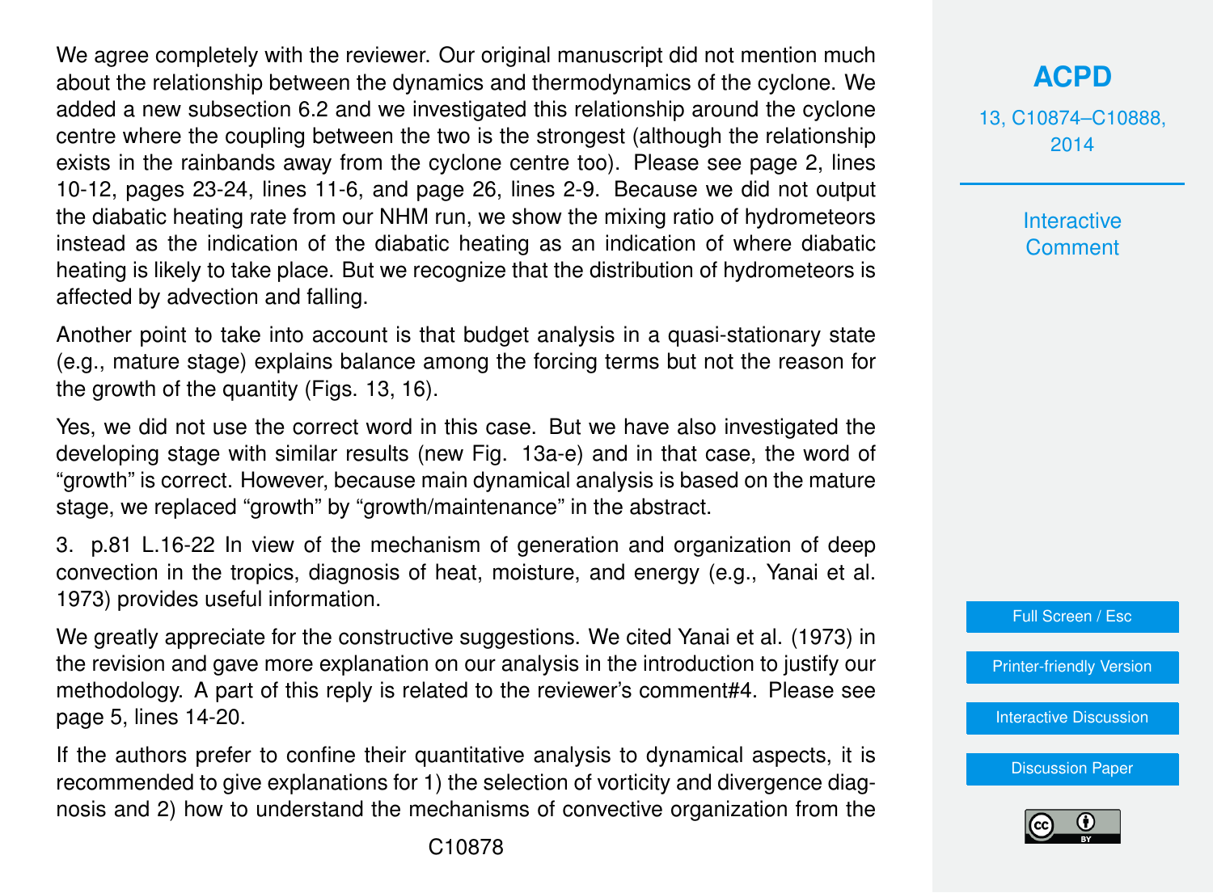We agree completely with the reviewer. Our original manuscript did not mention much about the relationship between the dynamics and thermodynamics of the cyclone. We added a new subsection 6.2 and we investigated this relationship around the cyclone centre where the coupling between the two is the strongest (although the relationship exists in the rainbands away from the cyclone centre too). Please see page 2, lines 10-12, pages 23-24, lines 11-6, and page 26, lines 2-9. Because we did not output the diabatic heating rate from our NHM run, we show the mixing ratio of hydrometeors instead as the indication of the diabatic heating as an indication of where diabatic heating is likely to take place. But we recognize that the distribution of hydrometeors is affected by advection and falling.

Another point to take into account is that budget analysis in a quasi-stationary state (e.g., mature stage) explains balance among the forcing terms but not the reason for the growth of the quantity (Figs. 13, 16).

Yes, we did not use the correct word in this case. But we have also investigated the developing stage with similar results (new Fig. 13a-e) and in that case, the word of "growth" is correct. However, because main dynamical analysis is based on the mature stage, we replaced "growth" by "growth/maintenance" in the abstract.

3. p.81 L.16-22 In view of the mechanism of generation and organization of deep convection in the tropics, diagnosis of heat, moisture, and energy (e.g., Yanai et al. 1973) provides useful information.

We greatly appreciate for the constructive suggestions. We cited Yanai et al. (1973) in the revision and gave more explanation on our analysis in the introduction to justify our methodology. A part of this reply is related to the reviewer's comment#4. Please see page 5, lines 14-20.

If the authors prefer to confine their quantitative analysis to dynamical aspects, it is recommended to give explanations for 1) the selection of vorticity and divergence diagnosis and 2) how to understand the mechanisms of convective organization from the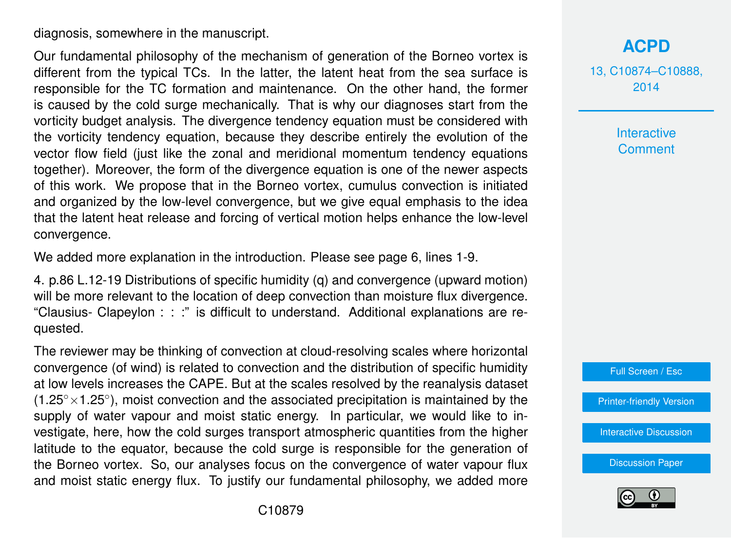diagnosis, somewhere in the manuscript.

Our fundamental philosophy of the mechanism of generation of the Borneo vortex is different from the typical TCs. In the latter, the latent heat from the sea surface is responsible for the TC formation and maintenance. On the other hand, the former is caused by the cold surge mechanically. That is why our diagnoses start from the vorticity budget analysis. The divergence tendency equation must be considered with the vorticity tendency equation, because they describe entirely the evolution of the vector flow field (just like the zonal and meridional momentum tendency equations together). Moreover, the form of the divergence equation is one of the newer aspects of this work. We propose that in the Borneo vortex, cumulus convection is initiated and organized by the low-level convergence, but we give equal emphasis to the idea that the latent heat release and forcing of vertical motion helps enhance the low-level convergence.

We added more explanation in the introduction. Please see page 6, lines 1-9.

4. p.86 L.12-19 Distributions of specific humidity (q) and convergence (upward motion) will be more relevant to the location of deep convection than moisture flux divergence. "Clausius- Clapeylon : : :" is difficult to understand. Additional explanations are requested.

The reviewer may be thinking of convection at cloud-resolving scales where horizontal convergence (of wind) is related to convection and the distribution of specific humidity at low levels increases the CAPE. But at the scales resolved by the reanalysis dataset ($1.25^{\circ}\times1.25^{\circ}$), moist convection and the associated precipitation is maintained by the supply of water vapour and moist static energy. In particular, we would like to investigate, here, how the cold surges transport atmospheric quantities from the higher latitude to the equator, because the cold surge is responsible for the generation of the Borneo vortex. So, our analyses focus on the convergence of water vapour flux and moist static energy flux. To justify our fundamental philosophy, we added more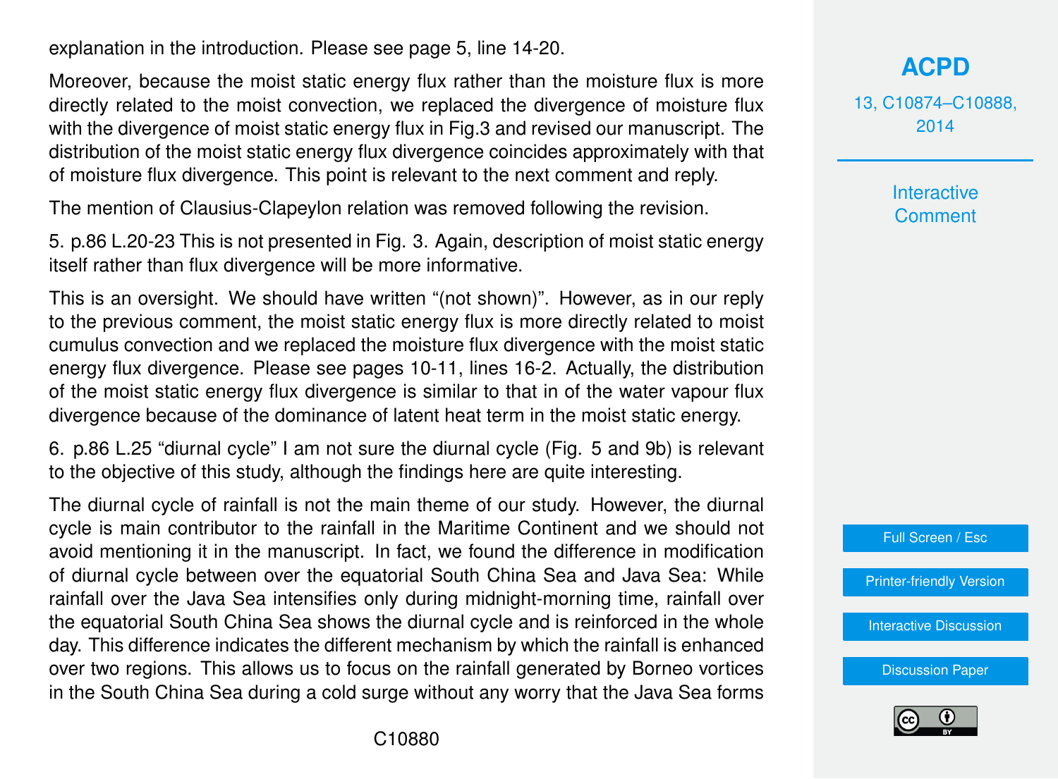explanation in the introduction. Please see page 5, line 14-20.

Moreover, because the moist static energy flux rather than the moisture flux is more directly related to the moist convection, we replaced the divergence of moisture flux with the divergence of moist static energy flux in Fig.3 and revised our manuscript. The distribution of the moist static energy flux divergence coincides approximately with that of moisture flux divergence. This point is relevant to the next comment and reply.

The mention of Clausius-Clapeylon relation was removed following the revision.

5. p.86 L.20-23 This is not presented in Fig. 3. Again, description of moist static energy itself rather than flux divergence will be more informative.

This is an oversight. We should have written "(not shown)". However, as in our reply to the previous comment, the moist static energy flux is more directly related to moist cumulus convection and we replaced the moisture flux divergence with the moist static energy flux divergence. Please see pages 10-11, lines 16-2. Actually, the distribution of the moist static energy flux divergence is similar to that in of the water vapour flux divergence because of the dominance of latent heat term in the moist static energy.

6. p.86 L.25 "diurnal cycle" I am not sure the diurnal cycle (Fig. 5 and 9b) is relevant to the objective of this study, although the findings here are quite interesting.

The diurnal cycle of rainfall is not the main theme of our study. However, the diurnal cycle is main contributor to the rainfall in the Maritime Continent and we should not avoid mentioning it in the manuscript. In fact, we found the difference in modification of diurnal cycle between over the equatorial South China Sea and Java Sea: While rainfall over the Java Sea intensifies only during midnight-morning time, rainfall over the equatorial South China Sea shows the diurnal cycle and is reinforced in the whole day. This difference indicates the different mechanism by which the rainfall is enhanced over two regions. This allows us to focus on the rainfall generated by Borneo vortices in the South China Sea during a cold surge without any worry that the Java Sea forms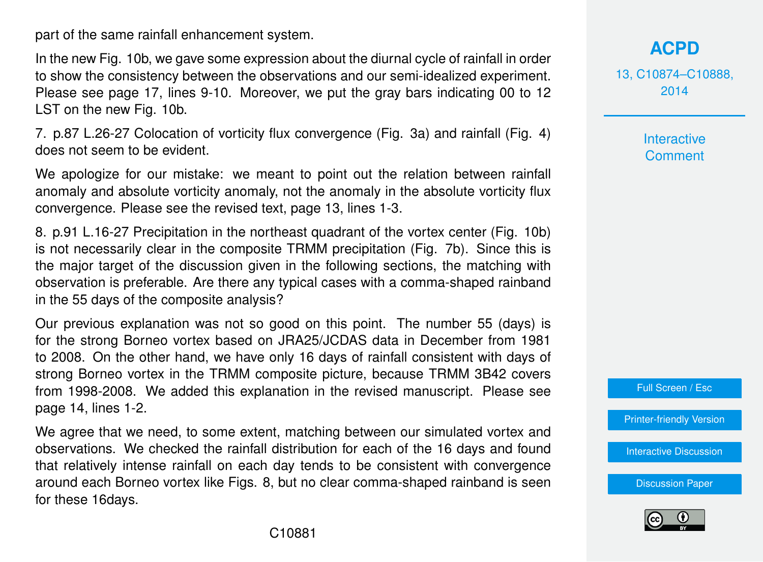part of the same rainfall enhancement system.

In the new Fig. 10b, we gave some expression about the diurnal cycle of rainfall in order to show the consistency between the observations and our semi-idealized experiment. Please see page 17, lines 9-10. Moreover, we put the gray bars indicating 00 to 12 LST on the new Fig. 10b.

7. p.87 L.26-27 Colocation of vorticity flux convergence (Fig. 3a) and rainfall (Fig. 4) does not seem to be evident.

We apologize for our mistake: we meant to point out the relation between rainfall anomaly and absolute vorticity anomaly, not the anomaly in the absolute vorticity flux convergence. Please see the revised text, page 13, lines 1-3.

8. p.91 L.16-27 Precipitation in the northeast quadrant of the vortex center (Fig. 10b) is not necessarily clear in the composite TRMM precipitation (Fig. 7b). Since this is the major target of the discussion given in the following sections, the matching with observation is preferable. Are there any typical cases with a comma-shaped rainband in the 55 days of the composite analysis?

Our previous explanation was not so good on this point. The number 55 (days) is for the strong Borneo vortex based on JRA25/JCDAS data in December from 1981 to 2008. On the other hand, we have only 16 days of rainfall consistent with days of strong Borneo vortex in the TRMM composite picture, because TRMM 3B42 covers from 1998-2008. We added this explanation in the revised manuscript. Please see page 14, lines 1-2.

We agree that we need, to some extent, matching between our simulated vortex and observations. We checked the rainfall distribution for each of the 16 days and found that relatively intense rainfall on each day tends to be consistent with convergence around each Borneo vortex like Figs. 8, but no clear comma-shaped rainband is seen for these 16days.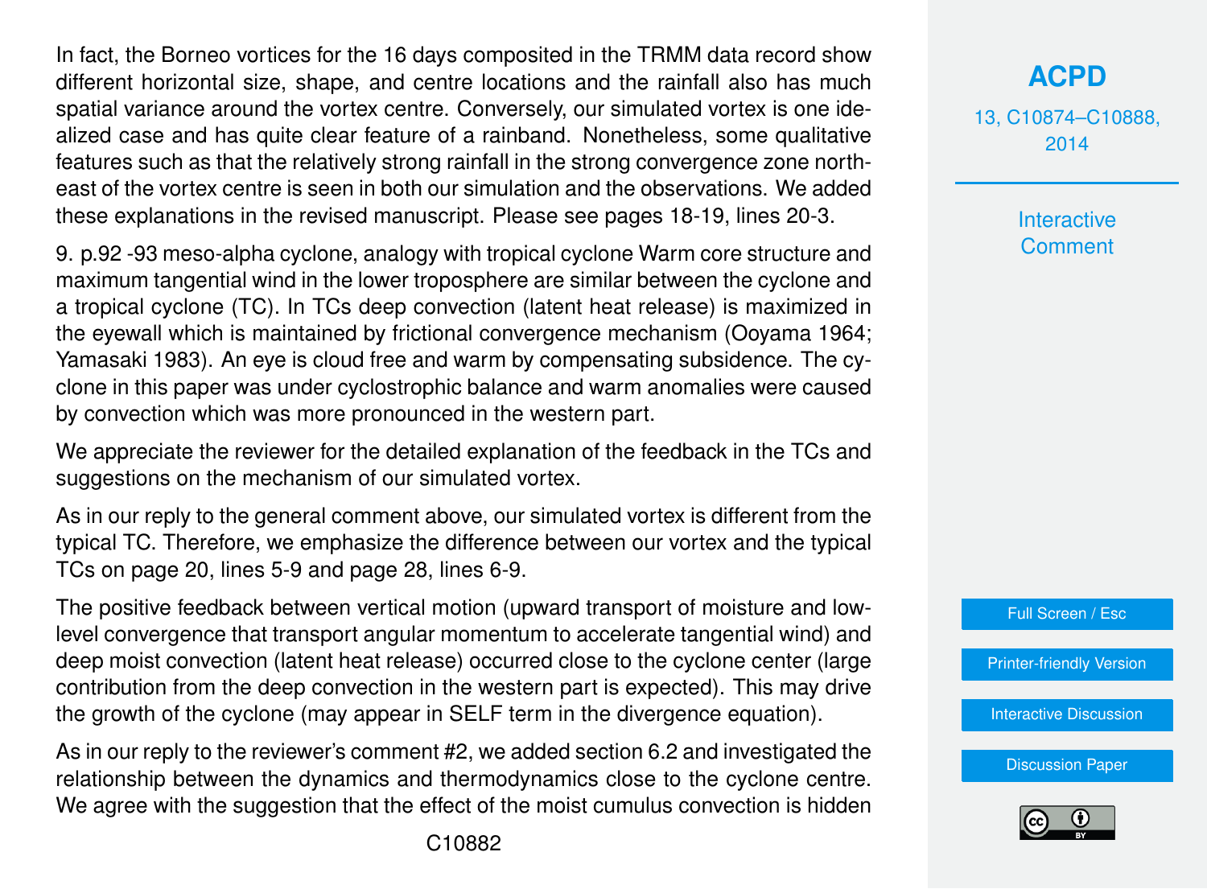In fact, the Borneo vortices for the 16 days composited in the TRMM data record show different horizontal size, shape, and centre locations and the rainfall also has much spatial variance around the vortex centre. Conversely, our simulated vortex is one idealized case and has quite clear feature of a rainband. Nonetheless, some qualitative features such as that the relatively strong rainfall in the strong convergence zone northeast of the vortex centre is seen in both our simulation and the observations. We added these explanations in the revised manuscript. Please see pages 18-19, lines 20-3.

9. p.92 -93 meso-alpha cyclone, analogy with tropical cyclone Warm core structure and maximum tangential wind in the lower troposphere are similar between the cyclone and a tropical cyclone (TC). In TCs deep convection (latent heat release) is maximized in the eyewall which is maintained by frictional convergence mechanism (Ooyama 1964; Yamasaki 1983). An eye is cloud free and warm by compensating subsidence. The cyclone in this paper was under cyclostrophic balance and warm anomalies were caused by convection which was more pronounced in the western part.

We appreciate the reviewer for the detailed explanation of the feedback in the TCs and suggestions on the mechanism of our simulated vortex.

As in our reply to the general comment above, our simulated vortex is different from the typical TC. Therefore, we emphasize the difference between our vortex and the typical TCs on page 20, lines 5-9 and page 28, lines 6-9.

The positive feedback between vertical motion (upward transport of moisture and low-level convergence that transport angular momentum to accelerate tangential wind) and deep moist convection (latent heat release) occurred close to the cyclone center (large contribution from the deep convection in the western part is expected). This may drive the growth of the cyclone (may appear in SELF term in the divergence equation).

As in our reply to the reviewer's comment #2, we added section 6.2 and investigated the relationship between the dynamics and thermodynamics close to the cyclone centre. We agree with the suggestion that the effect of the moist cumulus convection is hidden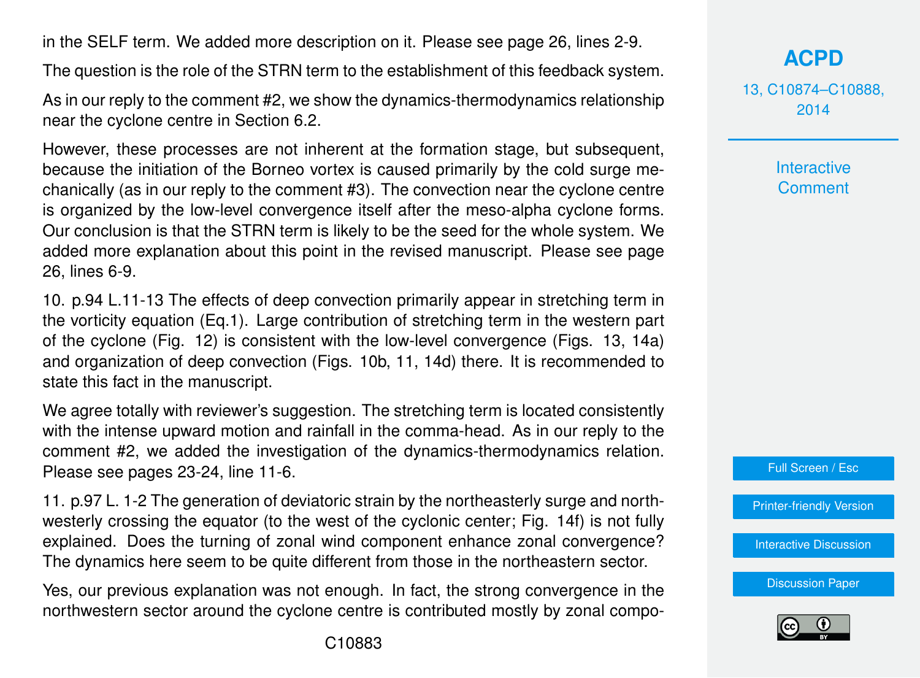in the SELF term. We added more description on it. Please see page 26, lines 2-9.

The question is the role of the STRN term to the establishment of this feedback system.

As in our reply to the comment #2, we show the dynamics-thermodynamics relationship near the cyclone centre in Section 6.2.

However, these processes are not inherent at the formation stage, but subsequent, because the initiation of the Borneo vortex is caused primarily by the cold surge mechanically (as in our reply to the comment #3). The convection near the cyclone centre is organized by the low-level convergence itself after the meso-alpha cyclone forms. Our conclusion is that the STRN term is likely to be the seed for the whole system. We added more explanation about this point in the revised manuscript. Please see page 26, lines 6-9.

10. p.94 L.11-13 The effects of deep convection primarily appear in stretching term in the vorticity equation (Eq.1). Large contribution of stretching term in the western part of the cyclone (Fig. 12) is consistent with the low-level convergence (Figs. 13, 14a) and organization of deep convection (Figs. 10b, 11, 14d) there. It is recommended to state this fact in the manuscript.

We agree totally with reviewer's suggestion. The stretching term is located consistently with the intense upward motion and rainfall in the comma-head. As in our reply to the comment #2, we added the investigation of the dynamics-thermodynamics relation. Please see pages 23-24, line 11-6.

11. p.97 L. 1-2 The generation of deviatoric strain by the northeasterly surge and northwesterly crossing the equator (to the west of the cyclonic center; Fig. 14f) is not fully explained. Does the turning of zonal wind component enhance zonal convergence? The dynamics here seem to be quite different from those in the northeastern sector.

Yes, our previous explanation was not enough. In fact, the strong convergence in the northwestern sector around the cyclone centre is contributed mostly by zonal compo-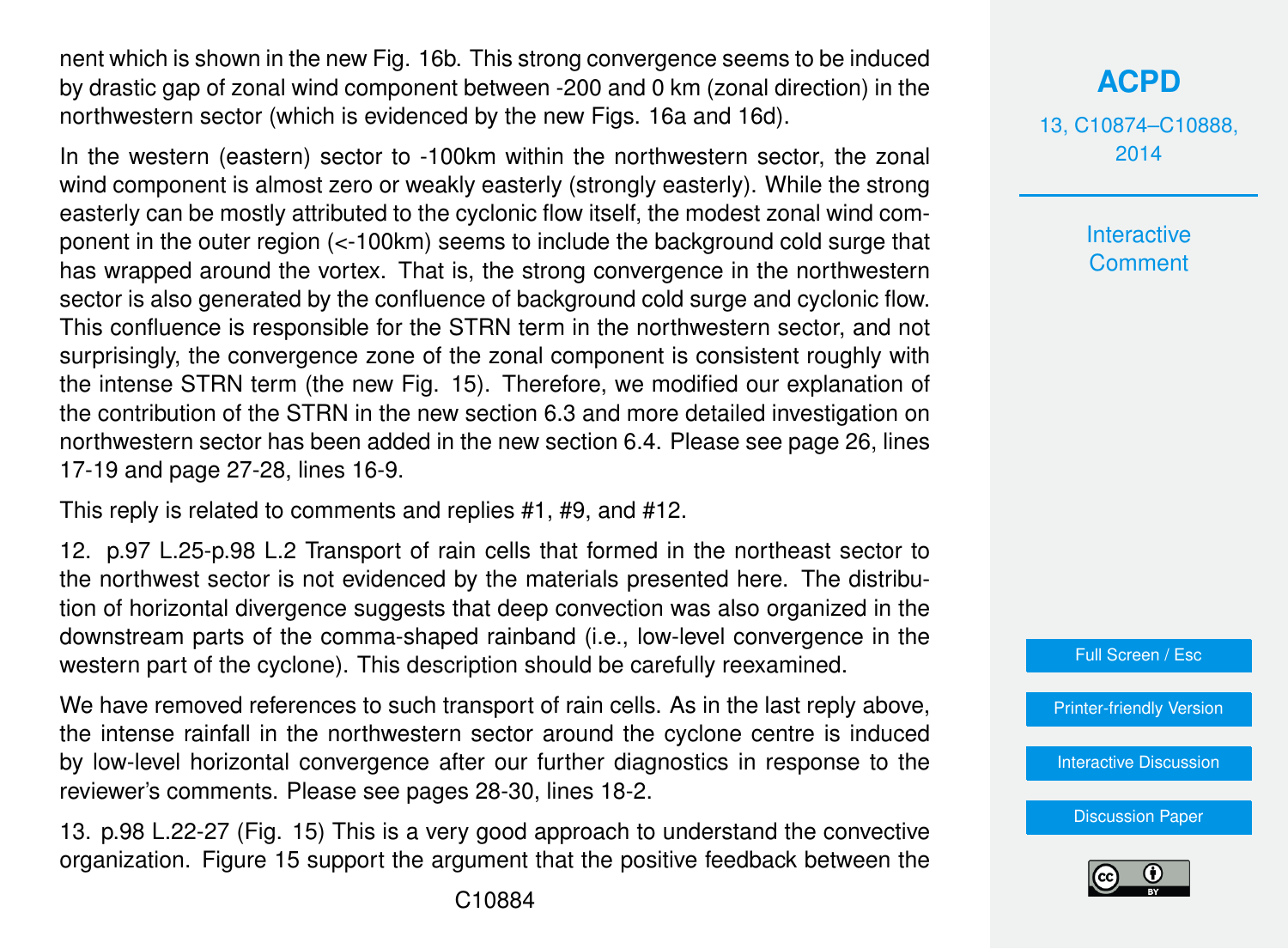nent which is shown in the new Fig. 16b. This strong convergence seems to be induced by drastic gap of zonal wind component between -200 and 0 km (zonal direction) in the northwestern sector (which is evidenced by the new Figs. 16a and 16d).

In the western (eastern) sector to -100km within the northwestern sector, the zonal wind component is almost zero or weakly easterly (strongly easterly). While the strong easterly can be mostly attributed to the cyclonic flow itself, the modest zonal wind component in the outer region (<-100km) seems to include the background cold surge that has wrapped around the vortex. That is, the strong convergence in the northwestern sector is also generated by the confluence of background cold surge and cyclonic flow. This confluence is responsible for the STRN term in the northwestern sector, and not surprisingly, the convergence zone of the zonal component is consistent roughly with the intense STRN term (the new Fig. 15). Therefore, we modified our explanation of the contribution of the STRN in the new section 6.3 and more detailed investigation on northwestern sector has been added in the new section 6.4. Please see page 26, lines 17-19 and page 27-28, lines 16-9.

This reply is related to comments and replies #1, #9, and #12.

12. p.97 L.25-p.98 L.2 Transport of rain cells that formed in the northeast sector to the northwest sector is not evidenced by the materials presented here. The distribution of horizontal divergence suggests that deep convection was also organized in the downstream parts of the comma-shaped rainband (i.e., low-level convergence in the western part of the cyclone). This description should be carefully reexamined.

We have removed references to such transport of rain cells. As in the last reply above, the intense rainfall in the northwestern sector around the cyclone centre is induced by low-level horizontal convergence after our further diagnostics in response to the reviewer's comments. Please see pages 28-30, lines 18-2.

13. p.98 L.22-27 (Fig. 15) This is a very good approach to understand the convective organization. Figure 15 support the argument that the positive feedback between the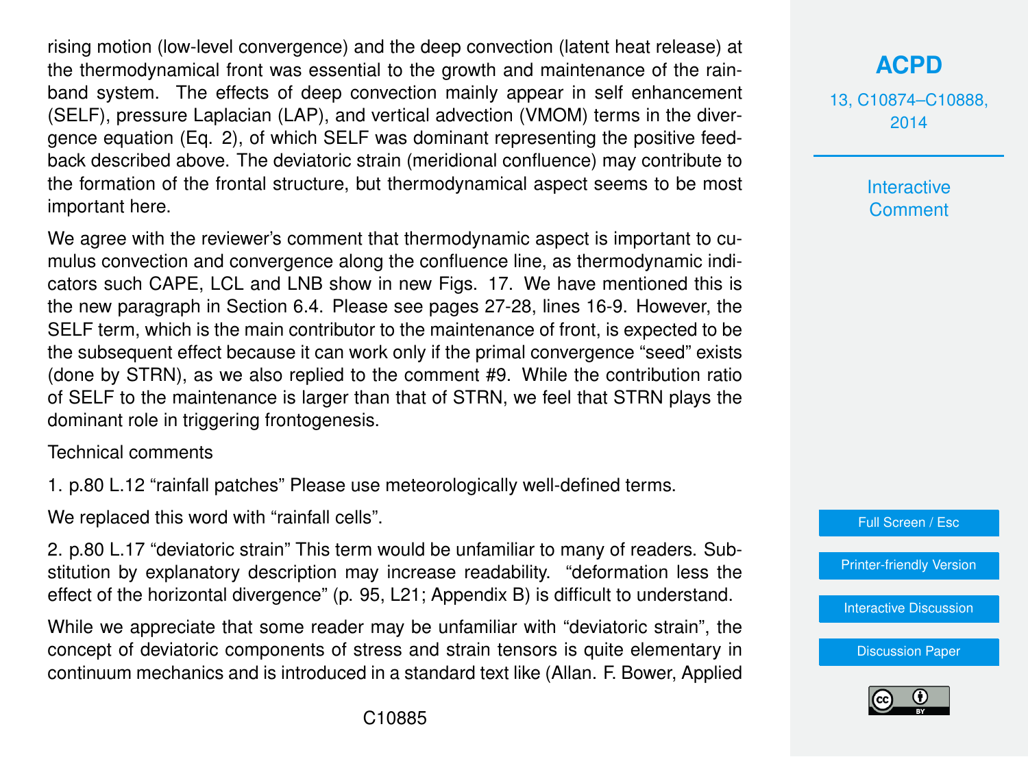rising motion (low-level convergence) and the deep convection (latent heat release) at the thermodynamical front was essential to the growth and maintenance of the rainband system. The effects of deep convection mainly appear in self enhancement (SELF), pressure Laplacian (LAP), and vertical advection (VMOM) terms in the divergence equation (Eq. 2), of which SELF was dominant representing the positive feedback described above. The deviatoric strain (meridional confluence) may contribute to the formation of the frontal structure, but thermodynamical aspect seems to be most important here.

We agree with the reviewer's comment that thermodynamic aspect is important to cumulus convection and convergence along the confluence line, as thermodynamic indicators such CAPE, LCL and LNB show in new Figs. 17. We have mentioned this is the new paragraph in Section 6.4. Please see pages 27-28, lines 16-9. However, the SELF term, which is the main contributor to the maintenance of front, is expected to be the subsequent effect because it can work only if the primal convergence "seed" exists (done by STRN), as we also replied to the comment #9. While the contribution ratio of SELF to the maintenance is larger than that of STRN, we feel that STRN plays the dominant role in triggering frontogenesis.

Technical comments

1. p.80 L.12 "rainfall patches" Please use meteorologically well-defined terms.

We replaced this word with "rainfall cells".

2. p.80 L.17 "deviatoric strain" This term would be unfamiliar to many of readers. Substitution by explanatory description may increase readability. "deformation less the effect of the horizontal divergence" (p. 95, L21; Appendix B) is difficult to understand.

While we appreciate that some reader may be unfamiliar with "deviatoric strain", the concept of deviatoric components of stress and strain tensors is quite elementary in continuum mechanics and is introduced in a standard text like (Allan. F. Bower, Applied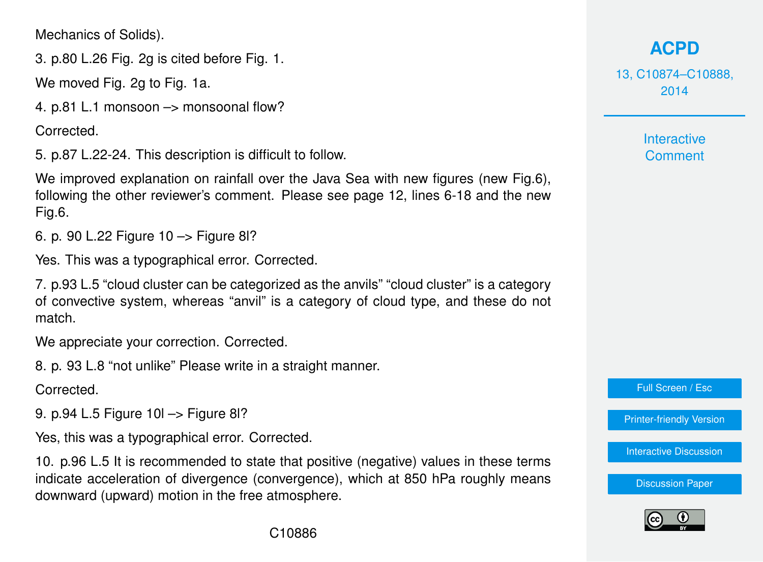Mechanics of Solids).

3. p.80 L.26 Fig. 2g is cited before Fig. 1.

We moved Fig. 2g to Fig. 1a.

4. p.81 L.1 monsoon –> monsoonal flow?

Corrected.

5. p.87 L.22-24. This description is difficult to follow.

We improved explanation on rainfall over the Java Sea with new figures (new Fig.6), following the other reviewer's comment. Please see page 12, lines 6-18 and the new Fig.6.

6. p. 90 L.22 Figure 10 –> Figure 8l?

Yes. This was a typographical error. Corrected.

7. p.93 L.5 "cloud cluster can be categorized as the anvils" "cloud cluster" is a category of convective system, whereas "anvil" is a category of cloud type, and these do not match.

We appreciate your correction. Corrected.

8. p. 93 L.8 "not unlike" Please write in a straight manner.

Corrected.

9. p.94 L.5 Figure 10l –> Figure 8l?

Yes, this was a typographical error. Corrected.

10. p.96 L.5 It is recommended to state that positive (negative) values in these terms indicate acceleration of divergence (convergence), which at 850 hPa roughly means downward (upward) motion in the free atmosphere.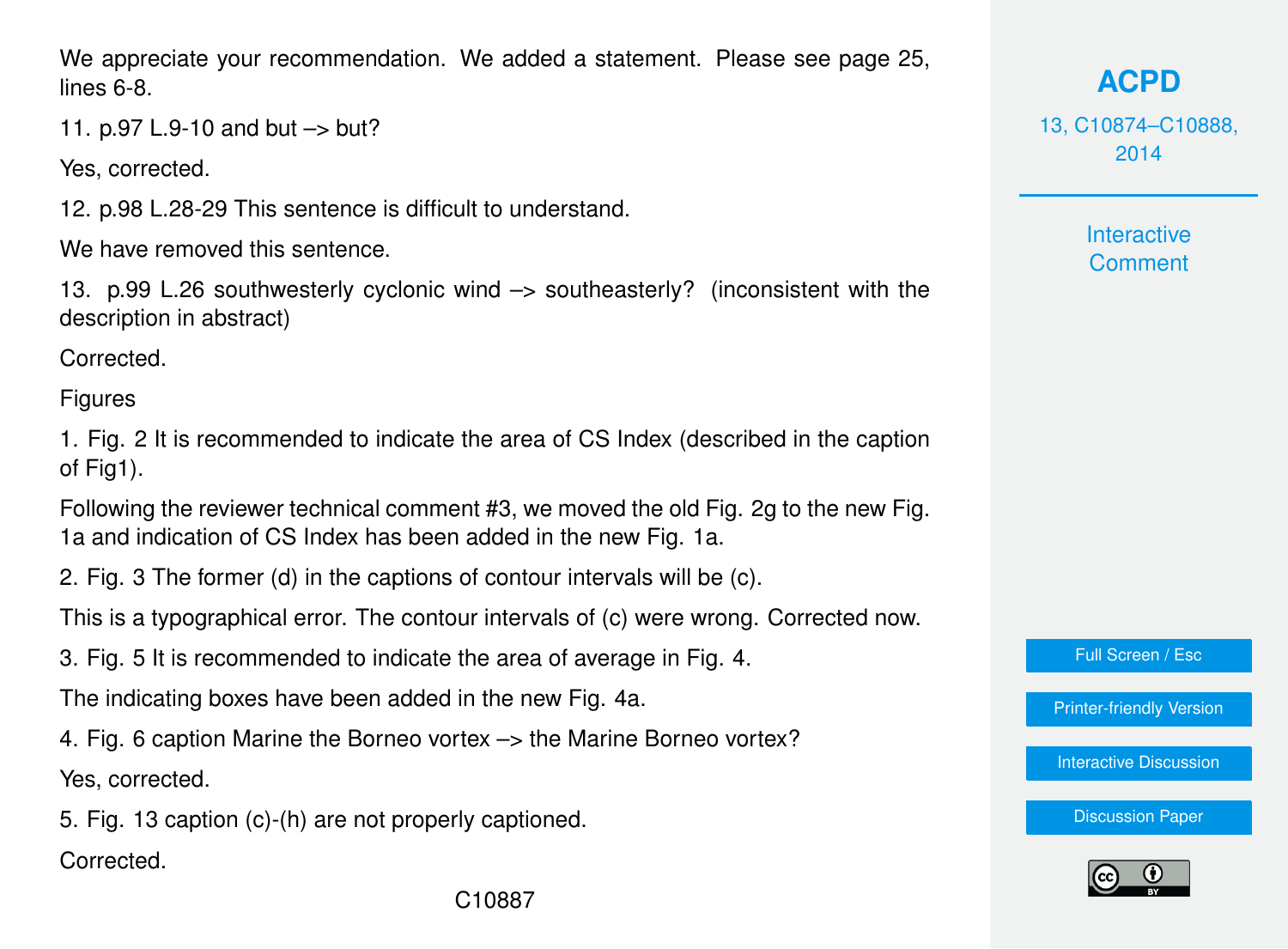We appreciate your recommendation. We added a statement. Please see page 25, lines 6-8.

11. p.97 L.9-10 and but –> but?

Yes, corrected.

12. p.98 L.28-29 This sentence is difficult to understand.

We have removed this sentence.

13. p.99 L.26 southwesterly cyclonic wind –> southeasterly? (inconsistent with the description in abstract)

Corrected.

Figures

1. Fig. 2 It is recommended to indicate the area of CS Index (described in the caption of Fig1).

Following the reviewer technical comment #3, we moved the old Fig. 2g to the new Fig. 1a and indication of CS Index has been added in the new Fig. 1a.

2. Fig. 3 The former (d) in the captions of contour intervals will be (c).

This is a typographical error. The contour intervals of (c) were wrong. Corrected now.

3. Fig. 5 It is recommended to indicate the area of average in Fig. 4.

The indicating boxes have been added in the new Fig. 4a.

4. Fig. 6 caption Marine the Borneo vortex –> the Marine Borneo vortex?

Yes, corrected.

5. Fig. 13 caption (c)-(h) are not properly captioned.

Corrected.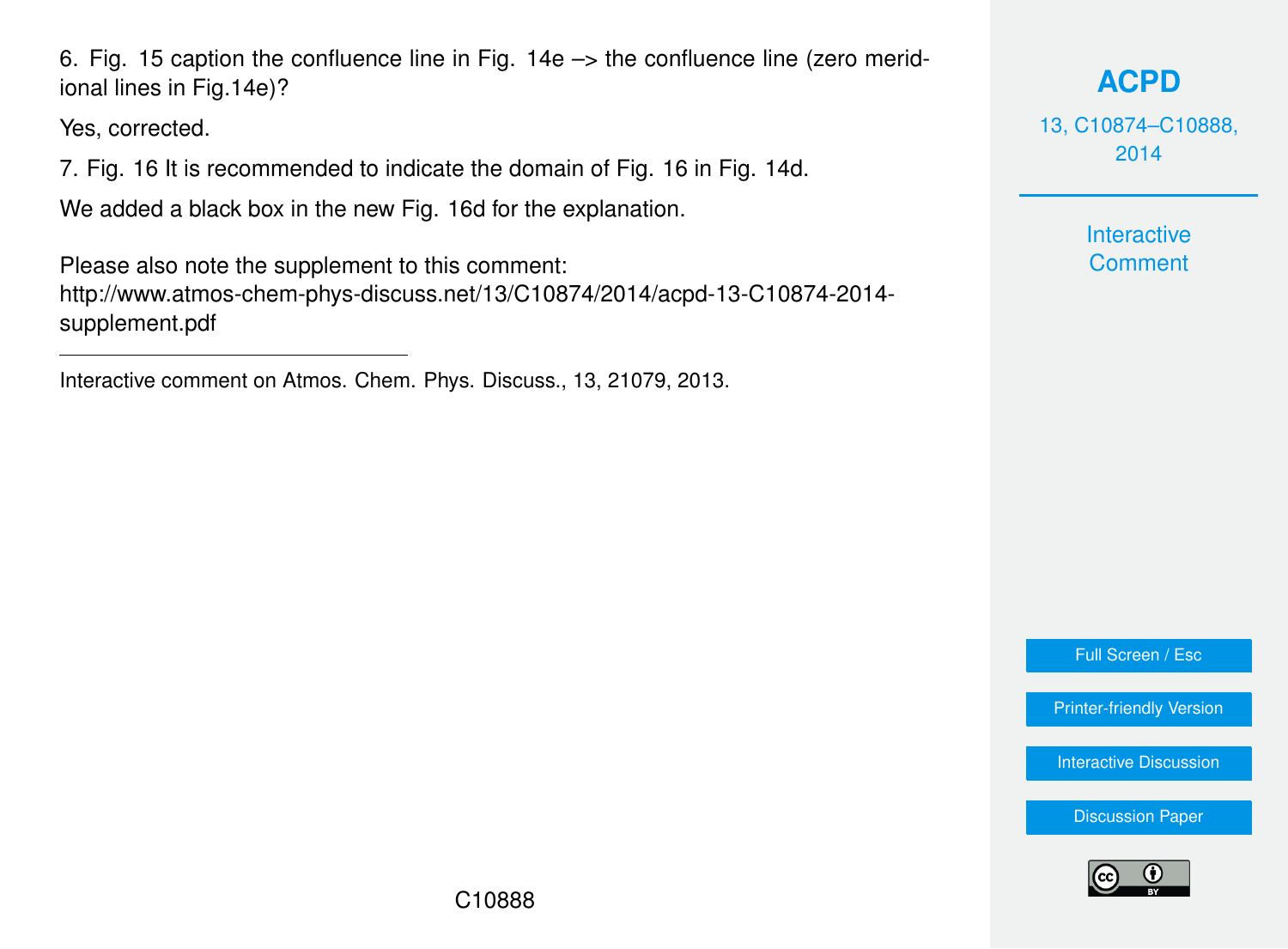6. Fig. 15 caption the confluence line in Fig. 14e –> the confluence line (zero meridional lines in Fig.14e)?

Yes, corrected.

7. Fig. 16 It is recommended to indicate the domain of Fig. 16 in Fig. 14d.

We added a black box in the new Fig. 16d for the explanation.

Please also note the supplement to this comment:
http://www.atmos-chem-phys-discuss.net/13/C10874/2014/acpd-13-C10874-2014-supplement.pdf

---

Interactive comment on Atmos. Chem. Phys. Discuss., 13, 21079, 2013.